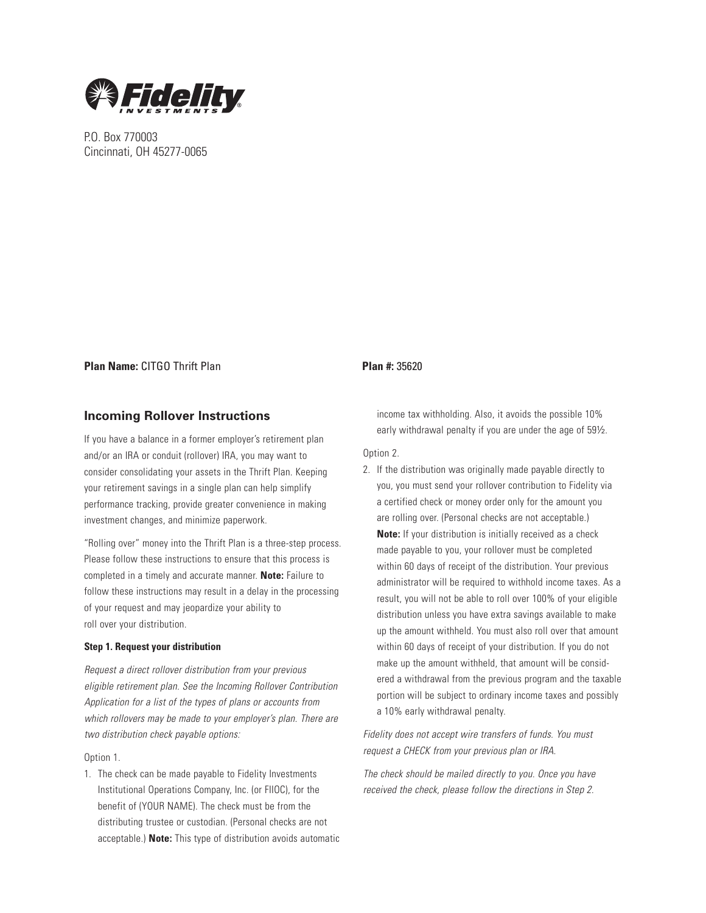Fidelity Investments

P.O. Box 770003
Cincinnati, OH 45277-0065

**Plan Name:** CITGO Thrift Plan

**Plan #:** 35620

## Incoming Rollover Instructions

If you have a balance in a former employer's retirement plan and/or an IRA or conduit (rollover) IRA, you may want to consider consolidating your assets in the Thrift Plan. Keeping your retirement savings in a single plan can help simplify performance tracking, provide greater convenience in making investment changes, and minimize paperwork.

"Rolling over" money into the Thrift Plan is a three-step process. Please follow these instructions to ensure that this process is completed in a timely and accurate manner. **Note:** Failure to follow these instructions may result in a delay in the processing of your request and may jeopardize your ability to roll over your distribution.

#### Step 1. Request your distribution

*Request a direct rollover distribution from your previous eligible retirement plan. See the Incoming Rollover Contribution Application for a list of the types of plans or accounts from which rollovers may be made to your employer's plan. There are two distribution check payable options:*

Option 1.

1. The check can be made payable to Fidelity Investments Institutional Operations Company, Inc. (or FIIOC), for the benefit of (YOUR NAME). The check must be from the distributing trustee or custodian. (Personal checks are not acceptable.) **Note:** This type of distribution avoids automatic income tax withholding. Also, it avoids the possible 10% early withdrawal penalty if you are under the age of 59½.

Option 2.

2. If the distribution was originally made payable directly to you, you must send your rollover contribution to Fidelity via a certified check or money order only for the amount you are rolling over. (Personal checks are not acceptable.) **Note:** If your distribution is initially received as a check made payable to you, your rollover must be completed within 60 days of receipt of the distribution. Your previous administrator will be required to withhold income taxes. As a result, you will not be able to roll over 100% of your eligible distribution unless you have extra savings available to make up the amount withheld. You must also roll over that amount within 60 days of receipt of your distribution. If you do not make up the amount withheld, that amount will be considered a withdrawal from the previous program and the taxable portion will be subject to ordinary income taxes and possibly a 10% early withdrawal penalty.

*Fidelity does not accept wire transfers of funds. You must request a CHECK from your previous plan or IRA.*

*The check should be mailed directly to you. Once you have received the check, please follow the directions in Step 2.*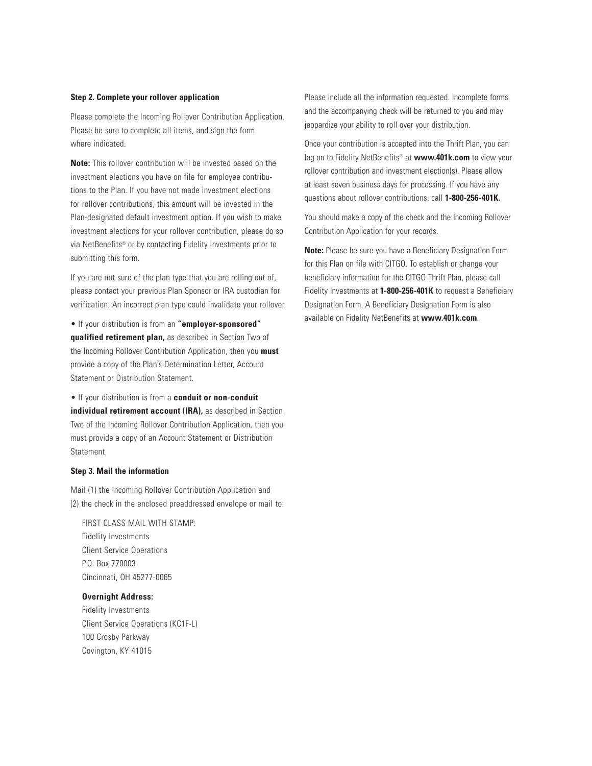### Step 2. Complete your rollover application

Please complete the Incoming Rollover Contribution Application. Please be sure to complete all items, and sign the form where indicated.

**Note:** This rollover contribution will be invested based on the investment elections you have on file for employee contributions to the Plan. If you have not made investment elections for rollover contributions, this amount will be invested in the Plan-designated default investment option. If you wish to make investment elections for your rollover contribution, please do so via NetBenefits® or by contacting Fidelity Investments prior to submitting this form.

If you are not sure of the plan type that you are rolling out of, please contact your previous Plan Sponsor or IRA custodian for verification. An incorrect plan type could invalidate your rollover.

- If your distribution is from an **"employer-sponsored" qualified retirement plan,** as described in Section Two of the Incoming Rollover Contribution Application, then you **must** provide a copy of the Plan's Determination Letter, Account Statement or Distribution Statement.
- If your distribution is from a **conduit or non-conduit individual retirement account (IRA),** as described in Section Two of the Incoming Rollover Contribution Application, then you must provide a copy of an Account Statement or Distribution Statement.

### Step 3. Mail the information

Mail (1) the Incoming Rollover Contribution Application and (2) the check in the enclosed preaddressed envelope or mail to:

FIRST CLASS MAIL WITH STAMP:
Fidelity Investments
Client Service Operations
P.O. Box 770003
Cincinnati, OH 45277-0065

**Overnight Address:**
Fidelity Investments
Client Service Operations (KC1F-L)
100 Crosby Parkway
Covington, KY 41015

Please include all the information requested. Incomplete forms and the accompanying check will be returned to you and may jeopardize your ability to roll over your distribution.

Once your contribution is accepted into the Thrift Plan, you can log on to Fidelity NetBenefits® at **www.401k.com** to view your rollover contribution and investment election(s). Please allow at least seven business days for processing. If you have any questions about rollover contributions, call **1-800-256-401K.**

You should make a copy of the check and the Incoming Rollover Contribution Application for your records.

**Note:** Please be sure you have a Beneficiary Designation Form for this Plan on file with CITGO. To establish or change your beneficiary information for the CITGO Thrift Plan, please call Fidelity Investments at **1-800-256-401K** to request a Beneficiary Designation Form. A Beneficiary Designation Form is also available on Fidelity NetBenefits at **www.401k.com**.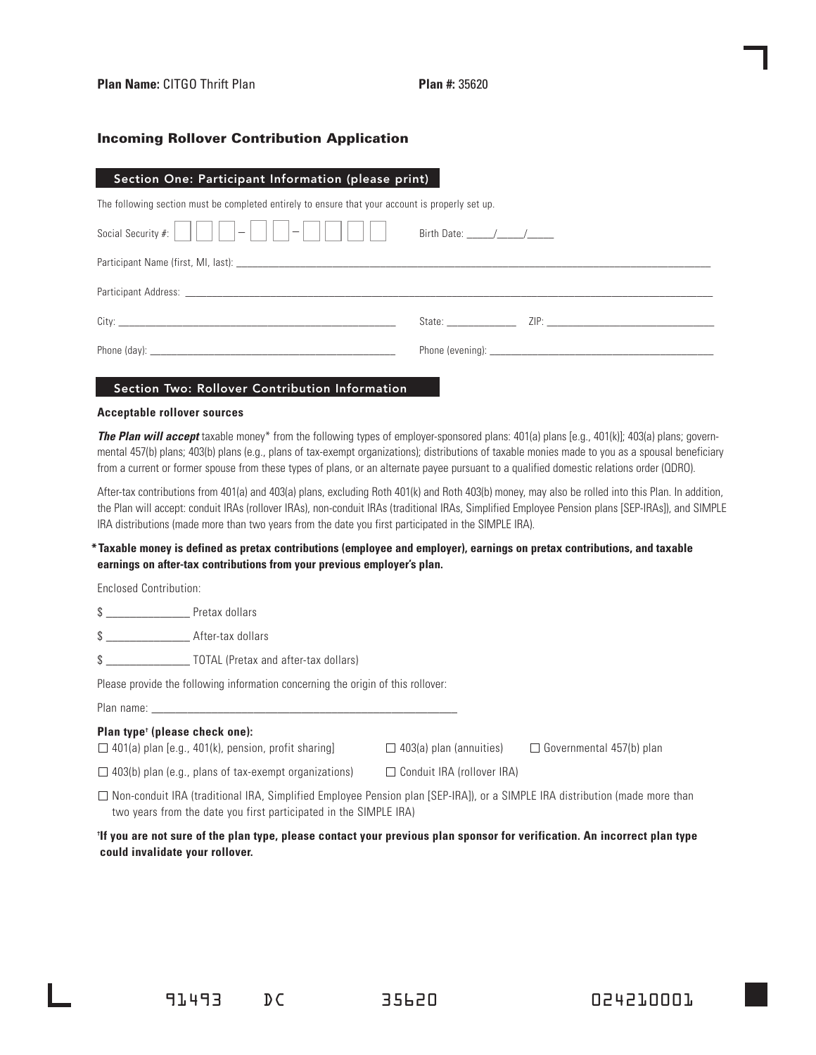**Plan Name:** CITGO Thrift Plan **Plan #:** 35620

## Incoming Rollover Contribution Application

### Section One: Participant Information (please print)

The following section must be completed entirely to ensure that your account is properly set up.

Social Security #: ☐☐☐–☐☐–☐☐☐☐ Birth Date: _____/_____/_____

Participant Name (first, MI, last): ______________________________

Participant Address: ______________________________

City: ______________________________ State: ______________ ZIP: ______________________________

Phone (day): ______________________________ Phone (evening): ______________________________

### Section Two: Rollover Contribution Information

**Acceptable rollover sources**

***The Plan will accept*** taxable money* from the following types of employer-sponsored plans: 401(a) plans [e.g., 401(k)]; 403(a) plans; governmental 457(b) plans; 403(b) plans (e.g., plans of tax-exempt organizations); distributions of taxable monies made to you as a spousal beneficiary from a current or former spouse from these types of plans, or an alternate payee pursuant to a qualified domestic relations order (QDRO).

After-tax contributions from 401(a) and 403(a) plans, excluding Roth 401(k) and Roth 403(b) money, may also be rolled into this Plan. In addition, the Plan will accept: conduit IRAs (rollover IRAs), non-conduit IRAs (traditional IRAs, Simplified Employee Pension plans [SEP-IRAs]), and SIMPLE IRA distributions (made more than two years from the date you first participated in the SIMPLE IRA).

**\*Taxable money is defined as pretax contributions (employee and employer), earnings on pretax contributions, and taxable earnings on after-tax contributions from your previous employer's plan.**

Enclosed Contribution:

$ _______________ Pretax dollars

$ _______________ After-tax dollars

$ _______________ TOTAL (Pretax and after-tax dollars)

Please provide the following information concerning the origin of this rollover:

Plan name: ______________________________

**Plan type† (please check one):**

☐ 401(a) plan [e.g., 401(k), pension, profit sharing] ☐ 403(a) plan (annuities) ☐ Governmental 457(b) plan

☐ 403(b) plan (e.g., plans of tax-exempt organizations) ☐ Conduit IRA (rollover IRA)

☐ Non-conduit IRA (traditional IRA, Simplified Employee Pension plan [SEP-IRA]), or a SIMPLE IRA distribution (made more than two years from the date you first participated in the SIMPLE IRA)

**†If you are not sure of the plan type, please contact your previous plan sponsor for verification. An incorrect plan type could invalidate your rollover.**

91493 DC 35620 024210001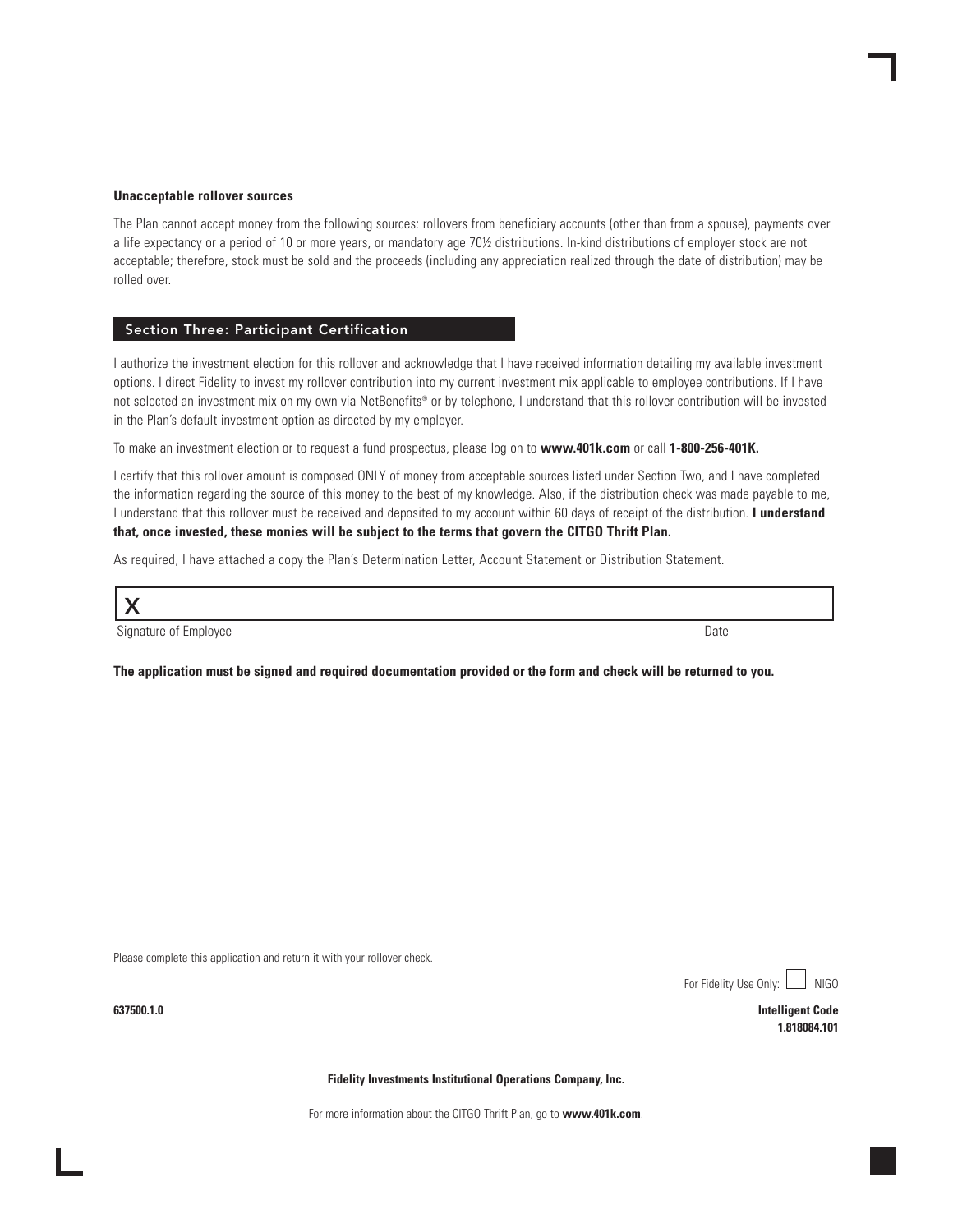**Unacceptable rollover sources**

The Plan cannot accept money from the following sources: rollovers from beneficiary accounts (other than from a spouse), payments over a life expectancy or a period of 10 or more years, or mandatory age 70½ distributions. In-kind distributions of employer stock are not acceptable; therefore, stock must be sold and the proceeds (including any appreciation realized through the date of distribution) may be rolled over.

## Section Three: Participant Certification

I authorize the investment election for this rollover and acknowledge that I have received information detailing my available investment options. I direct Fidelity to invest my rollover contribution into my current investment mix applicable to employee contributions. If I have not selected an investment mix on my own via NetBenefits® or by telephone, I understand that this rollover contribution will be invested in the Plan's default investment option as directed by my employer.

To make an investment election or to request a fund prospectus, please log on to **www.401k.com** or call **1-800-256-401K.**

I certify that this rollover amount is composed ONLY of money from acceptable sources listed under Section Two, and I have completed the information regarding the source of this money to the best of my knowledge. Also, if the distribution check was made payable to me, I understand that this rollover must be received and deposited to my account within 60 days of receipt of the distribution. **I understand that, once invested, these monies will be subject to the terms that govern the CITGO Thrift Plan.**

As required, I have attached a copy the Plan's Determination Letter, Account Statement or Distribution Statement.

X

Signature of Employee | Date

**The application must be signed and required documentation provided or the form and check will be returned to you.**

Please complete this application and return it with your rollover check.

For Fidelity Use Only: ☐ NIGO

**637500.1.0**

**Intelligent Code**
**1.818084.101**

**Fidelity Investments Institutional Operations Company, Inc.**

For more information about the CITGO Thrift Plan, go to **www.401k.com**.